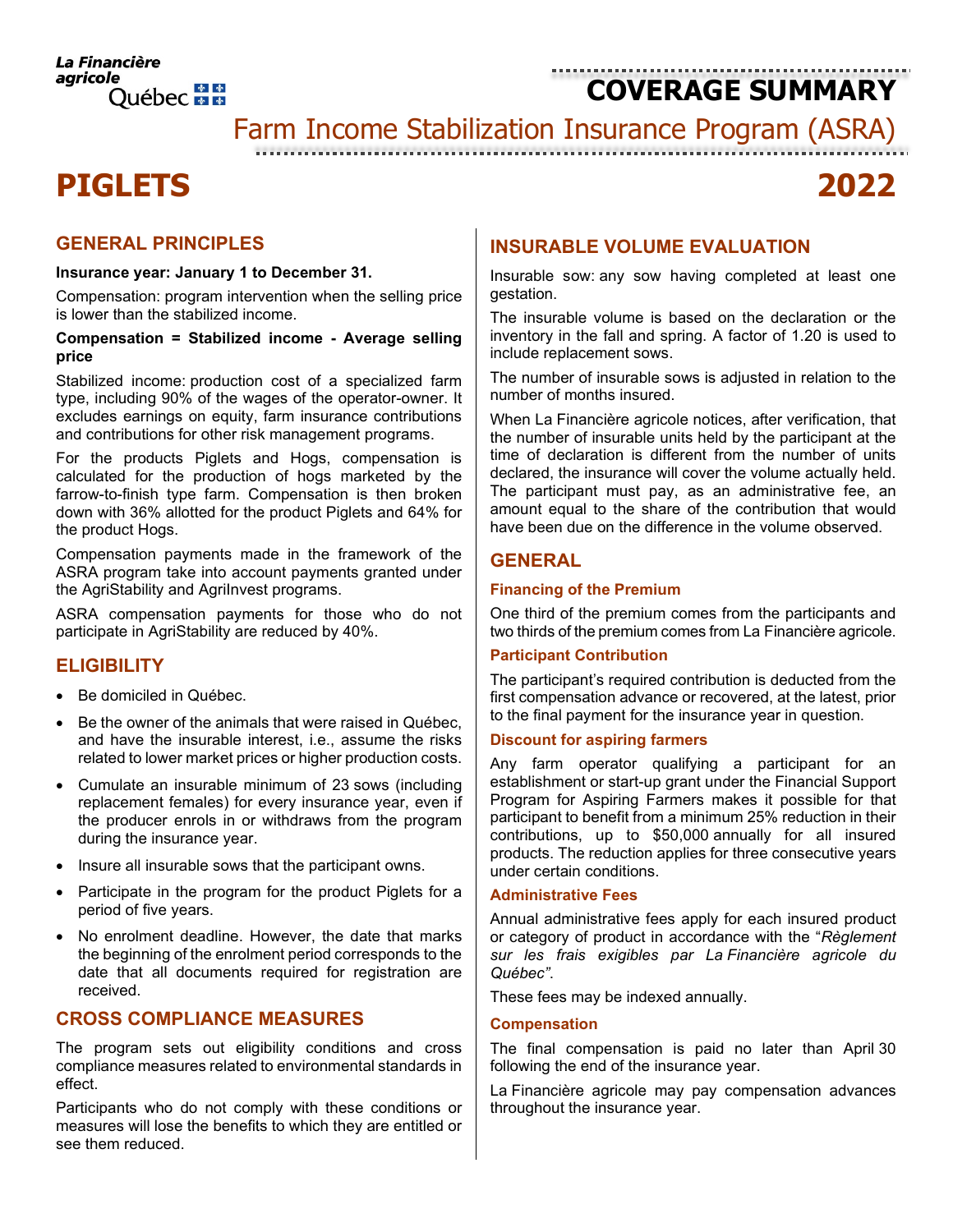La Financière agricole Québec

# COVERAGE SUMMARY

Farm Income Stabilization Insurance Program (ASRA)

# PIGLETS 2022

## GENERAL PRINCIPLES

**Insurance year: January 1 to December 31.**

Compensation: program intervention when the selling price is lower than the stabilized income.

**Compensation = Stabilized income - Average selling price**

Stabilized income: production cost of a specialized farm type, including 90% of the wages of the operator-owner. It excludes earnings on equity, farm insurance contributions and contributions for other risk management programs.

For the products Piglets and Hogs, compensation is calculated for the production of hogs marketed by the farrow-to-finish type farm. Compensation is then broken down with 36% allotted for the product Piglets and 64% for the product Hogs.

Compensation payments made in the framework of the ASRA program take into account payments granted under the AgriStability and AgriInvest programs.

ASRA compensation payments for those who do not participate in AgriStability are reduced by 40%.

## ELIGIBILITY

- Be domiciled in Québec.
- Be the owner of the animals that were raised in Québec, and have the insurable interest, i.e., assume the risks related to lower market prices or higher production costs.
- Cumulate an insurable minimum of 23 sows (including replacement females) for every insurance year, even if the producer enrols in or withdraws from the program during the insurance year.
- Insure all insurable sows that the participant owns.
- Participate in the program for the product Piglets for a period of five years.
- No enrolment deadline. However, the date that marks the beginning of the enrolment period corresponds to the date that all documents required for registration are received.

## CROSS COMPLIANCE MEASURES

The program sets out eligibility conditions and cross compliance measures related to environmental standards in effect.

Participants who do not comply with these conditions or measures will lose the benefits to which they are entitled or see them reduced.

## INSURABLE VOLUME EVALUATION

Insurable sow: any sow having completed at least one gestation.

The insurable volume is based on the declaration or the inventory in the fall and spring. A factor of 1.20 is used to include replacement sows.

The number of insurable sows is adjusted in relation to the number of months insured.

When La Financière agricole notices, after verification, that the number of insurable units held by the participant at the time of declaration is different from the number of units declared, the insurance will cover the volume actually held. The participant must pay, as an administrative fee, an amount equal to the share of the contribution that would have been due on the difference in the volume observed.

## GENERAL

### Financing of the Premium

One third of the premium comes from the participants and two thirds of the premium comes from La Financière agricole.

### Participant Contribution

The participant's required contribution is deducted from the first compensation advance or recovered, at the latest, prior to the final payment for the insurance year in question.

### Discount for aspiring farmers

Any farm operator qualifying a participant for an establishment or start-up grant under the Financial Support Program for Aspiring Farmers makes it possible for that participant to benefit from a minimum 25% reduction in their contributions, up to $50,000 annually for all insured products. The reduction applies for three consecutive years under certain conditions.

### Administrative Fees

Annual administrative fees apply for each insured product or category of product in accordance with the "*Règlement sur les frais exigibles par La Financière agricole du Québec*".

These fees may be indexed annually.

### Compensation

The final compensation is paid no later than April 30 following the end of the insurance year.

La Financière agricole may pay compensation advances throughout the insurance year.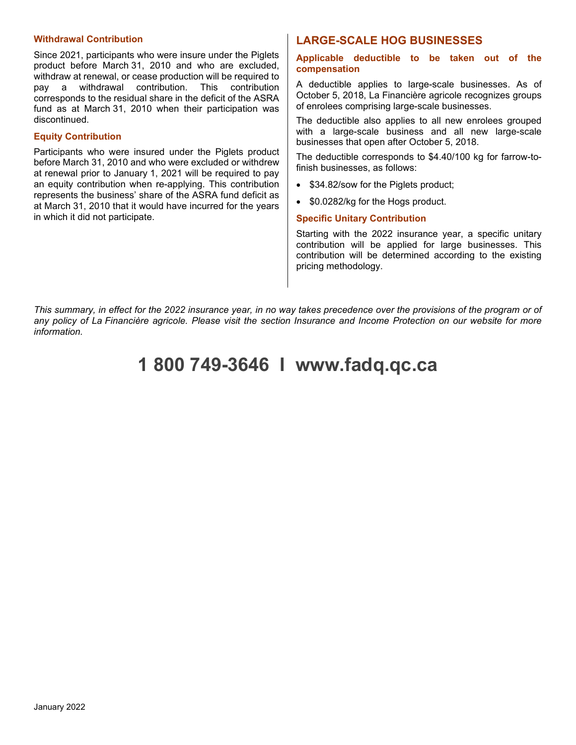### Withdrawal Contribution

Since 2021, participants who were insure under the Piglets product before March 31, 2010 and who are excluded, withdraw at renewal, or cease production will be required to pay a withdrawal contribution. This contribution corresponds to the residual share in the deficit of the ASRA fund as at March 31, 2010 when their participation was discontinued.

### Equity Contribution

Participants who were insured under the Piglets product before March 31, 2010 and who were excluded or withdrew at renewal prior to January 1, 2021 will be required to pay an equity contribution when re-applying. This contribution represents the business' share of the ASRA fund deficit as at March 31, 2010 that it would have incurred for the years in which it did not participate.

## LARGE-SCALE HOG BUSINESSES

### Applicable deductible to be taken out of the compensation

A deductible applies to large-scale businesses. As of October 5, 2018, La Financière agricole recognizes groups of enrolees comprising large-scale businesses.

The deductible also applies to all new enrolees grouped with a large-scale business and all new large-scale businesses that open after October 5, 2018.

The deductible corresponds to $4.40/100 kg for farrow-to-finish businesses, as follows:

- $34.82/sow for the Piglets product;
- $0.0282/kg for the Hogs product.

### Specific Unitary Contribution

Starting with the 2022 insurance year, a specific unitary contribution will be applied for large businesses. This contribution will be determined according to the existing pricing methodology.

*This summary, in effect for the 2022 insurance year, in no way takes precedence over the provisions of the program or of any policy of La Financière agricole. Please visit the section Insurance and Income Protection on our website for more information.*

**1 800 749-3646 I www.fadq.qc.ca**

January 2022